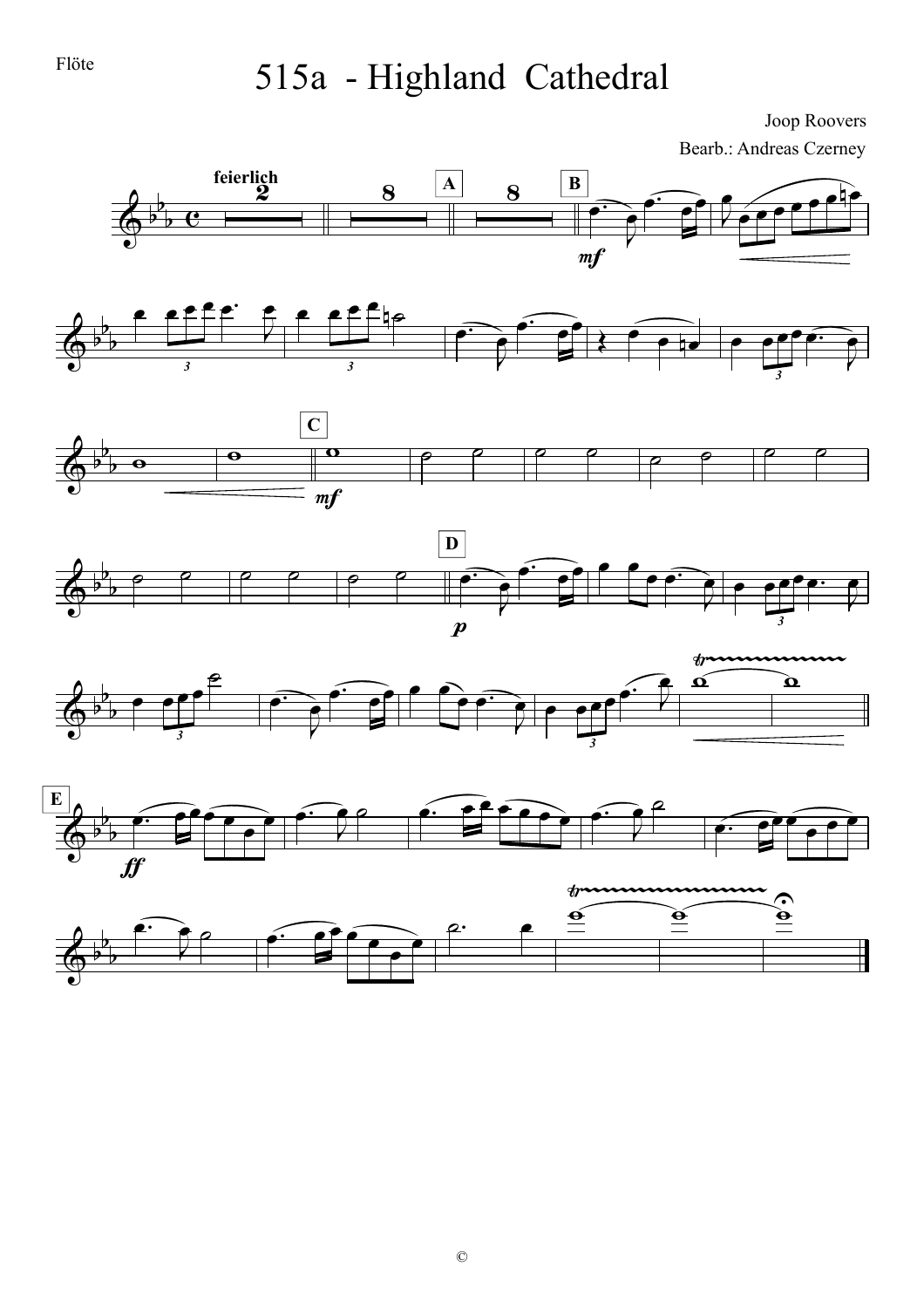Flöte

# 515a - Highland Cathedral

Joop Roovers

Bearb.: Andreas Czerney

©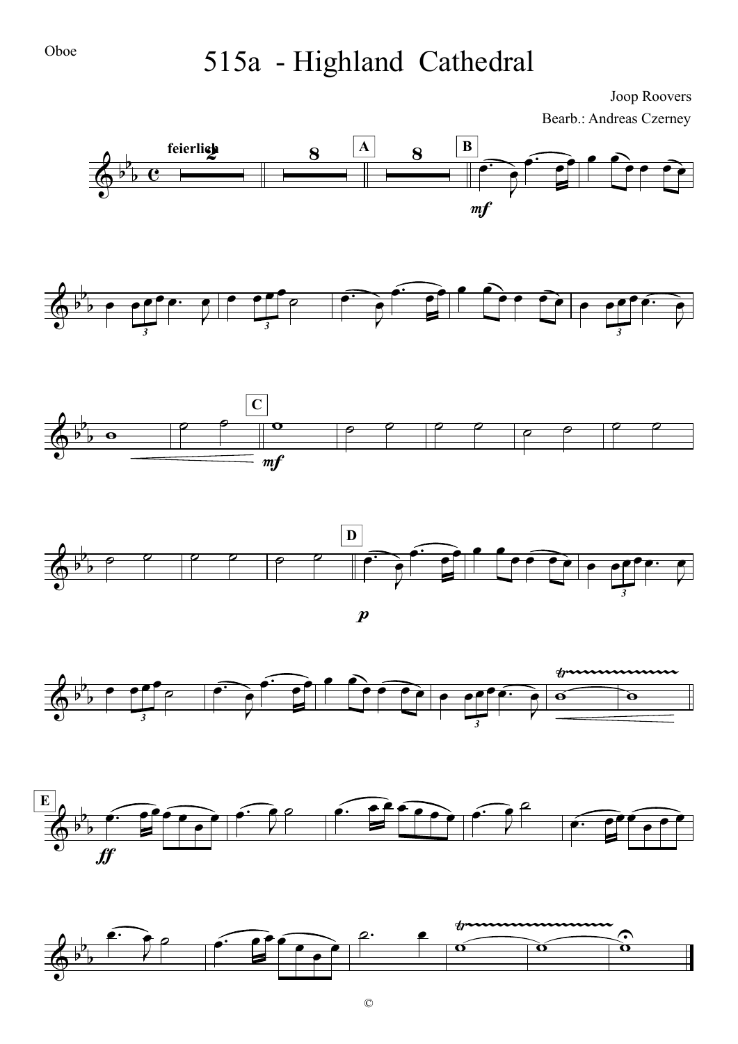Oboe

# 515a - Highland Cathedral

Joop Roovers

Bearb.: Andreas Czerney

©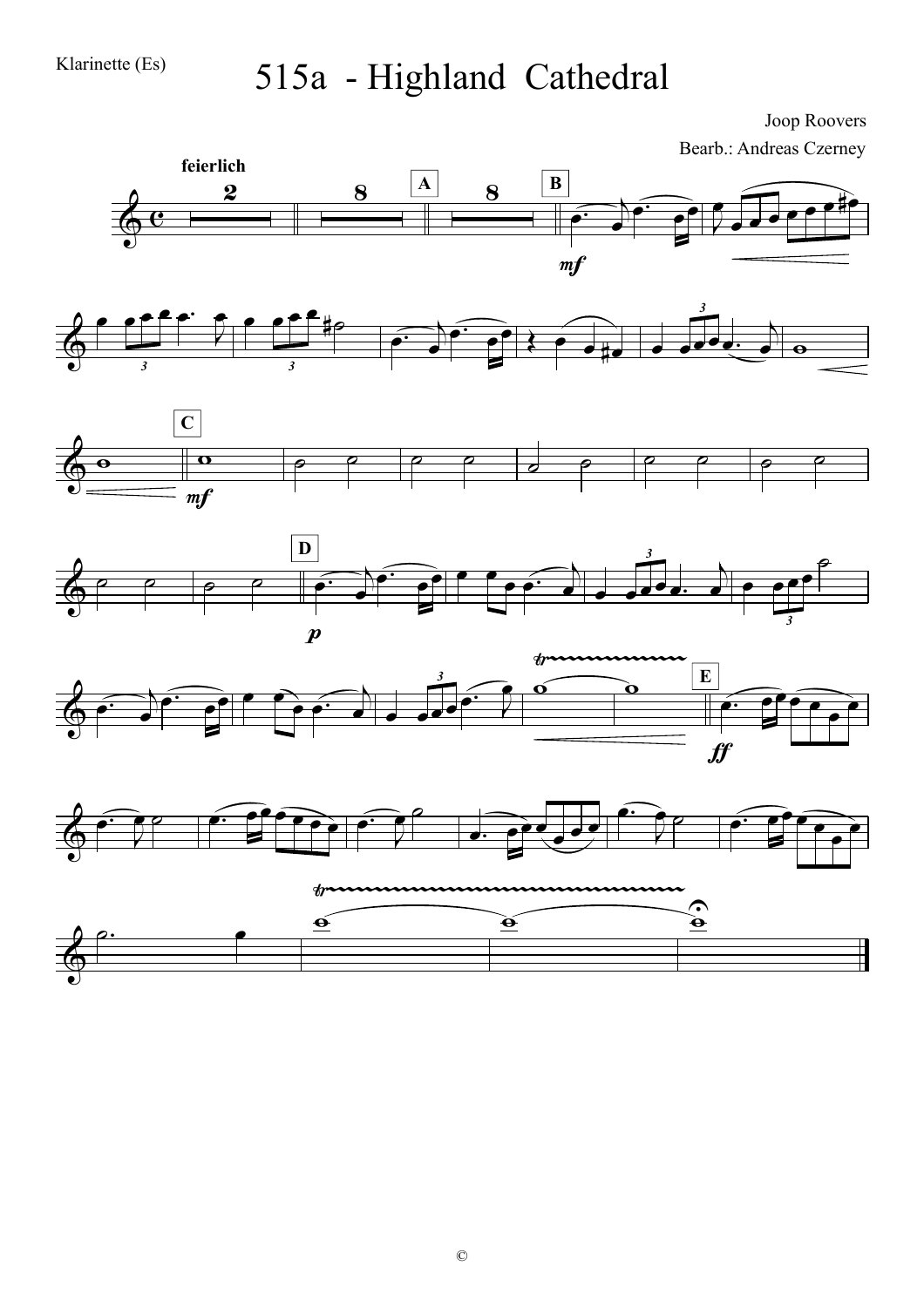Klarinette (Es)

# 515a - Highland Cathedral

Joop Roovers

Bearb.: Andreas Czerney

©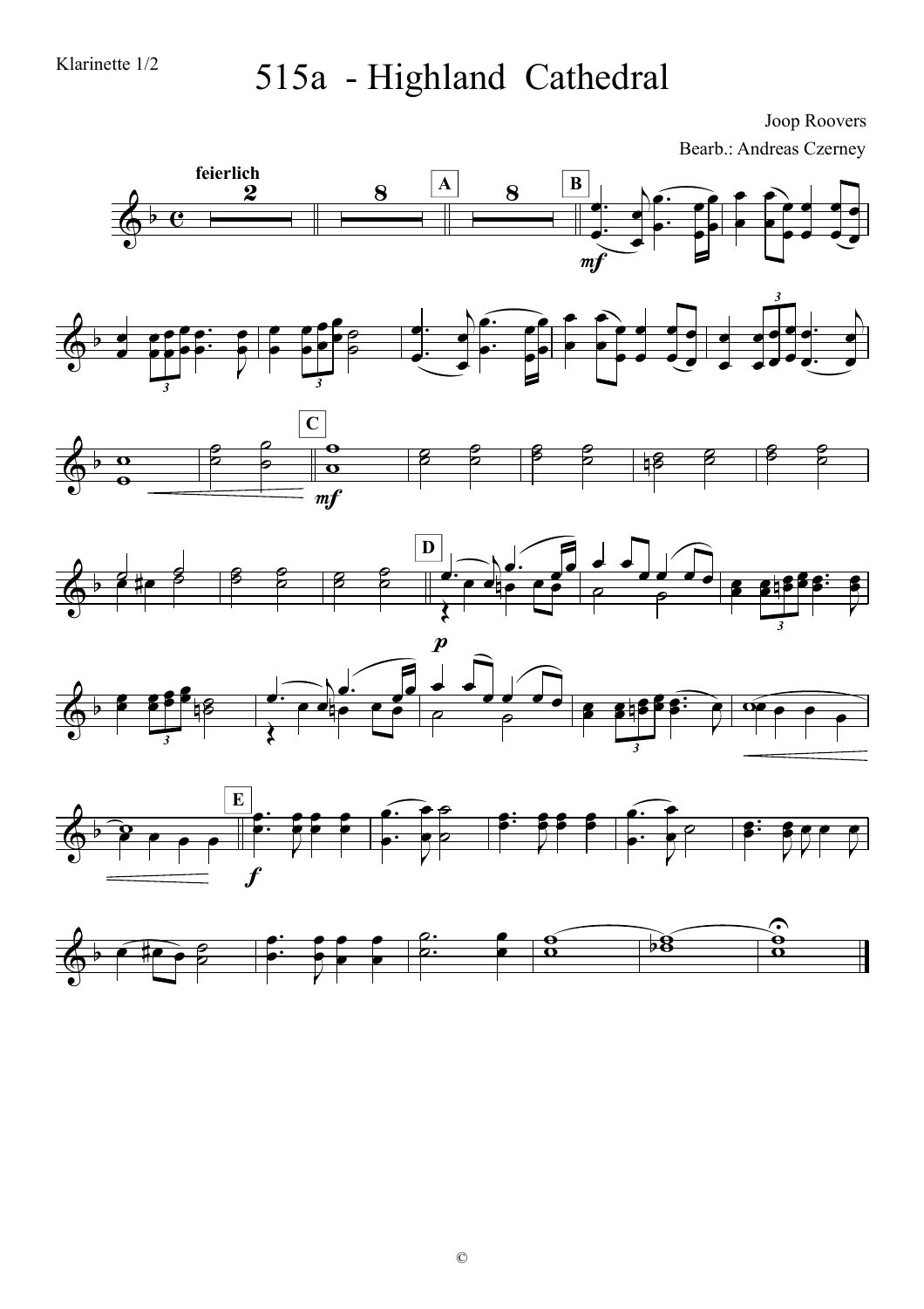Klarinette 1/2

# 515a - Highland Cathedral

Joop Roovers

Bearb.: Andreas Czerney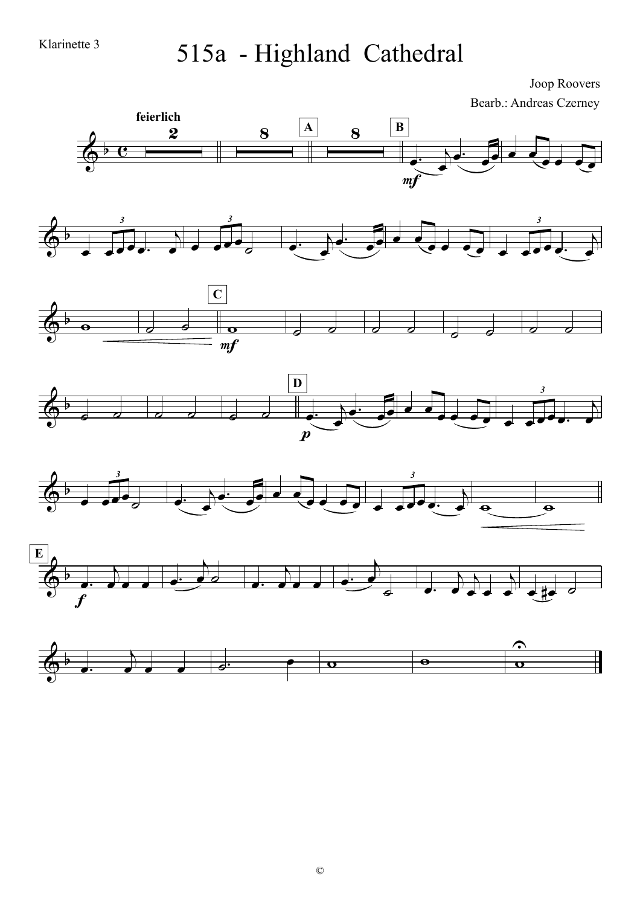Klarinette 3

# 515a - Highland Cathedral

Joop Roovers

Bearb.: Andreas Czerney

feierlich

©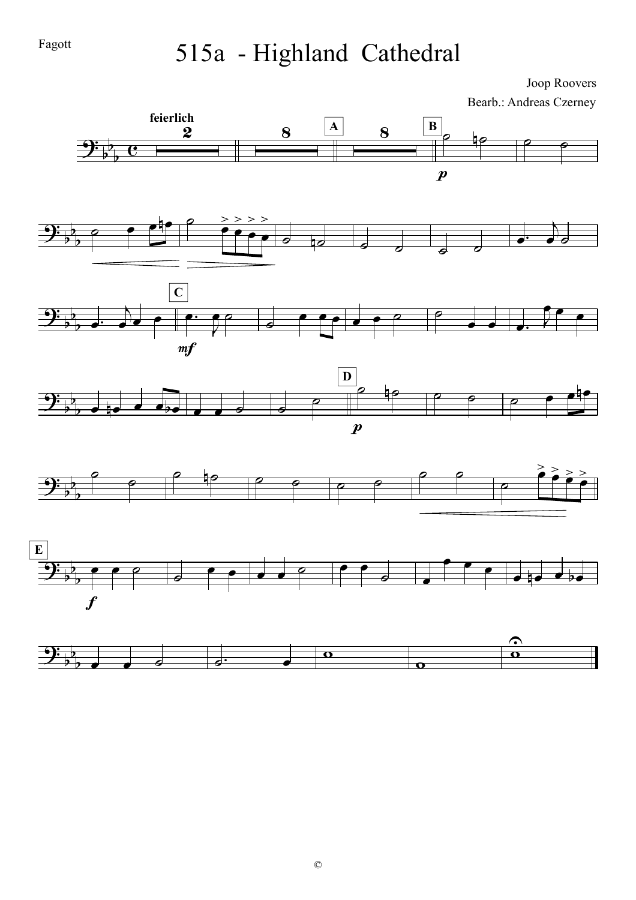Fagott

# 515a - Highland Cathedral

Joop Roovers

Bearb.: Andreas Czerney

feierlich

©